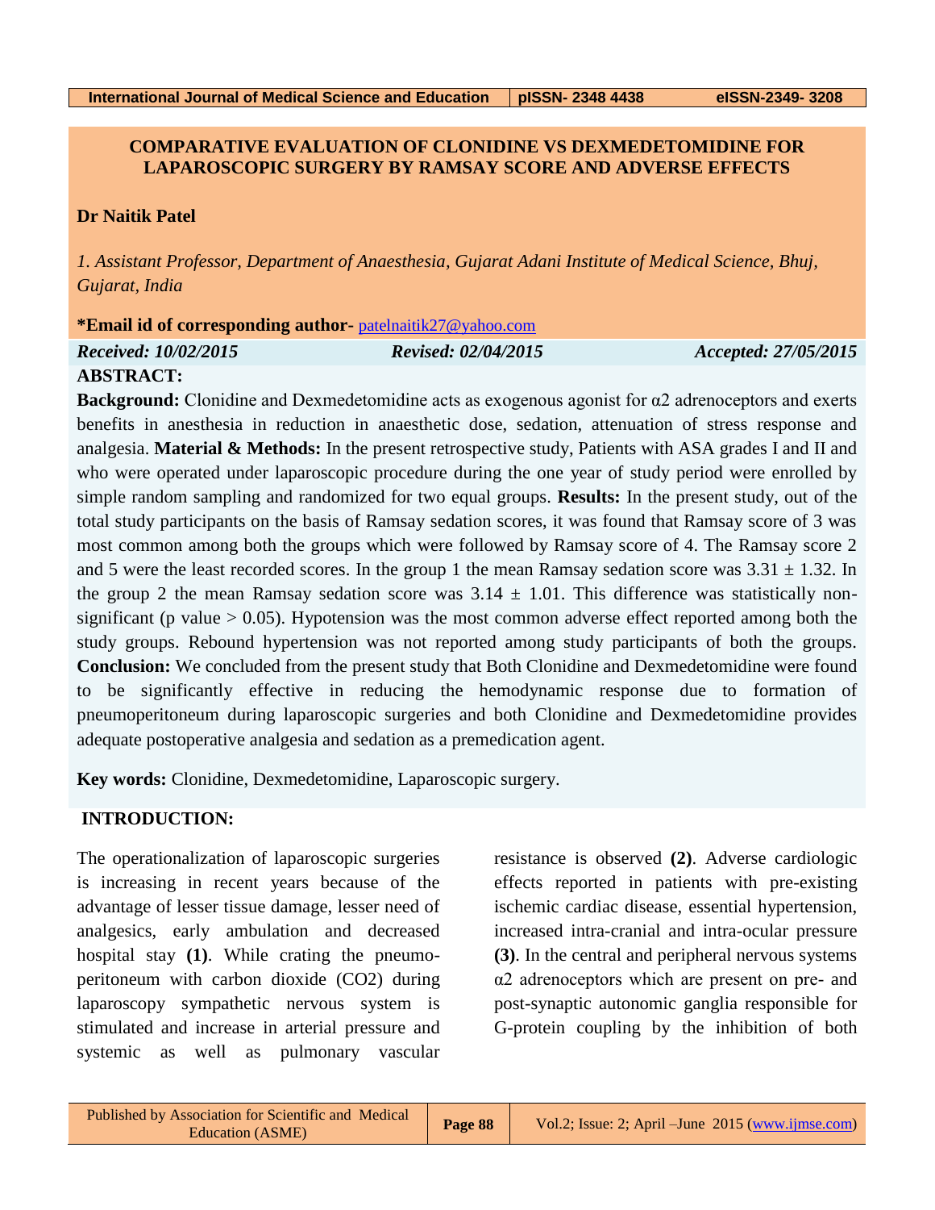# COMPARATIVE EVALUATION OF CLONIDINE VS DEXMEDETOMIDINE FOR LAPAROSCOPIC SURGERY BY RAMSAY SCORE AND ADVERSE EFFECTS

**Dr Naitik Patel**

*1. Assistant Professor, Department of Anaesthesia, Gujarat Adani Institute of Medical Science, Bhuj, Gujarat, India*

**\*Email id of corresponding author-** patelnaitik27@yahoo.com

*Received: 10/02/2015* *Revised: 02/04/2015* *Accepted: 27/05/2015*

## ABSTRACT:

**Background:** Clonidine and Dexmedetomidine acts as exogenous agonist for α2 adrenoceptors and exerts benefits in anesthesia in reduction in anaesthetic dose, sedation, attenuation of stress response and analgesia. **Material & Methods:** In the present retrospective study, Patients with ASA grades I and II and who were operated under laparoscopic procedure during the one year of study period were enrolled by simple random sampling and randomized for two equal groups. **Results:** In the present study, out of the total study participants on the basis of Ramsay sedation scores, it was found that Ramsay score of 3 was most common among both the groups which were followed by Ramsay score of 4. The Ramsay score 2 and 5 were the least recorded scores. In the group 1 the mean Ramsay sedation score was 3.31 ± 1.32. In the group 2 the mean Ramsay sedation score was 3.14 ± 1.01. This difference was statistically non-significant (p value > 0.05). Hypotension was the most common adverse effect reported among both the study groups. Rebound hypertension was not reported among study participants of both the groups. **Conclusion:** We concluded from the present study that Both Clonidine and Dexmedetomidine were found to be significantly effective in reducing the hemodynamic response due to formation of pneumoperitoneum during laparoscopic surgeries and both Clonidine and Dexmedetomidine provides adequate postoperative analgesia and sedation as a premedication agent.

**Key words:** Clonidine, Dexmedetomidine, Laparoscopic surgery.

## INTRODUCTION:

The operationalization of laparoscopic surgeries is increasing in recent years because of the advantage of lesser tissue damage, lesser need of analgesics, early ambulation and decreased hospital stay **(1)**. While crating the pneumo-peritoneum with carbon dioxide ($CO_2$) during laparoscopy sympathetic nervous system is stimulated and increase in arterial pressure and systemic as well as pulmonary vascular resistance is observed **(2)**. Adverse cardiologic effects reported in patients with pre-existing ischemic cardiac disease, essential hypertension, increased intra-cranial and intra-ocular pressure **(3)**. In the central and peripheral nervous systems α2 adrenoceptors which are present on pre- and post-synaptic autonomic ganglia responsible for G-protein coupling by the inhibition of both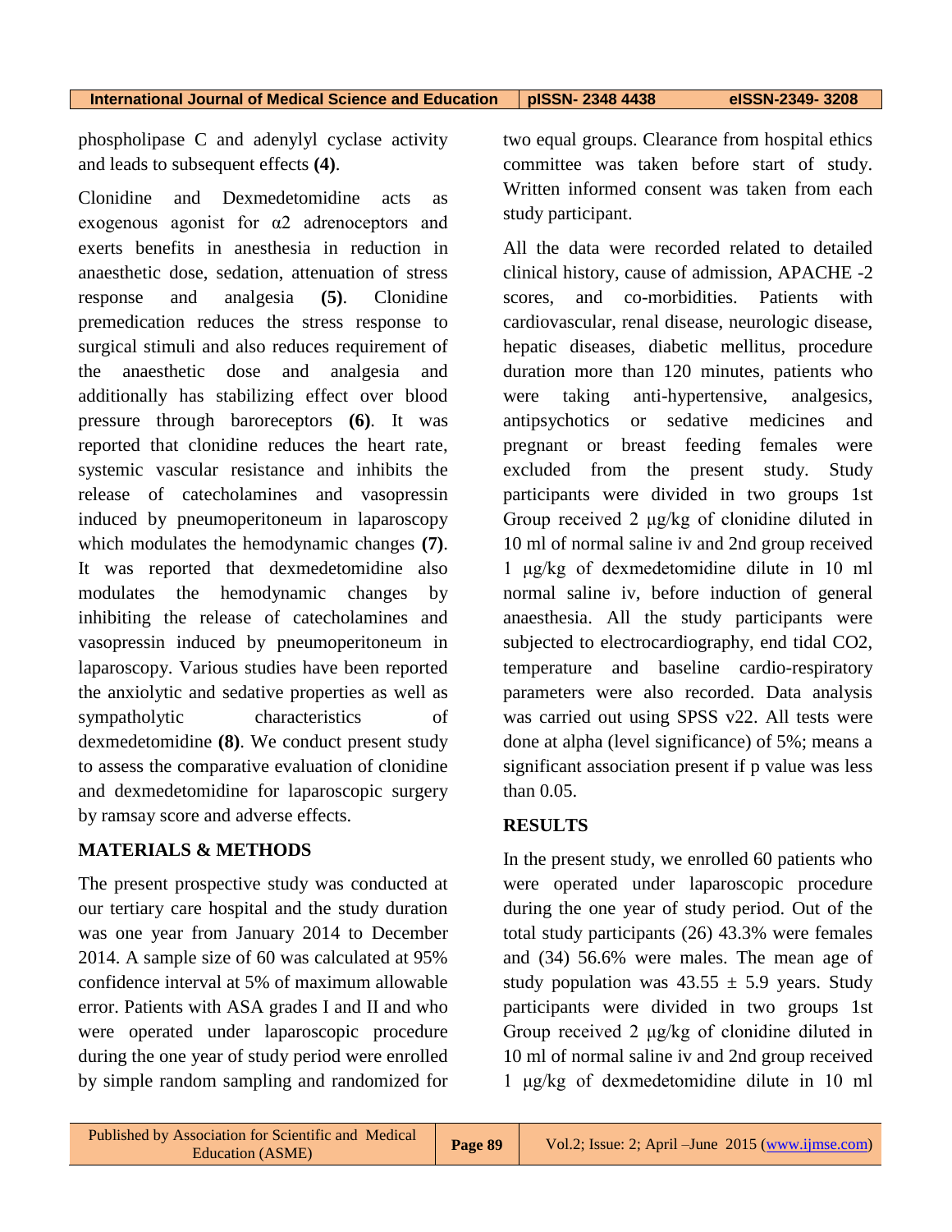phospholipase C and adenylyl cyclase activity and leads to subsequent effects **(4)**.

Clonidine and Dexmedetomidine acts as exogenous agonist for α2 adrenoceptors and exerts benefits in anesthesia in reduction in anaesthetic dose, sedation, attenuation of stress response and analgesia **(5)**. Clonidine premedication reduces the stress response to surgical stimuli and also reduces requirement of the anaesthetic dose and analgesia and additionally has stabilizing effect over blood pressure through baroreceptors **(6)**. It was reported that clonidine reduces the heart rate, systemic vascular resistance and inhibits the release of catecholamines and vasopressin induced by pneumoperitoneum in laparoscopy which modulates the hemodynamic changes **(7)**. It was reported that dexmedetomidine also modulates the hemodynamic changes by inhibiting the release of catecholamines and vasopressin induced by pneumoperitoneum in laparoscopy. Various studies have been reported the anxiolytic and sedative properties as well as sympatholytic characteristics of dexmedetomidine **(8)**. We conduct present study to assess the comparative evaluation of clonidine and dexmedetomidine for laparoscopic surgery by ramsay score and adverse effects.

## MATERIALS & METHODS

The present prospective study was conducted at our tertiary care hospital and the study duration was one year from January 2014 to December 2014. A sample size of 60 was calculated at 95% confidence interval at 5% of maximum allowable error. Patients with ASA grades I and II and who were operated under laparoscopic procedure during the one year of study period were enrolled by simple random sampling and randomized for two equal groups. Clearance from hospital ethics committee was taken before start of study. Written informed consent was taken from each study participant.

All the data were recorded related to detailed clinical history, cause of admission, APACHE -2 scores, and co-morbidities. Patients with cardiovascular, renal disease, neurologic disease, hepatic diseases, diabetic mellitus, procedure duration more than 120 minutes, patients who were taking anti-hypertensive, analgesics, antipsychotics or sedative medicines and pregnant or breast feeding females were excluded from the present study. Study participants were divided in two groups 1st Group received 2 μg/kg of clonidine diluted in 10 ml of normal saline iv and 2nd group received 1 μg/kg of dexmedetomidine dilute in 10 ml normal saline iv, before induction of general anaesthesia. All the study participants were subjected to electrocardiography, end tidal $CO_2$, temperature and baseline cardio-respiratory parameters were also recorded. Data analysis was carried out using SPSS v22. All tests were done at alpha (level significance) of 5%; means a significant association present if p value was less than 0.05.

## RESULTS

In the present study, we enrolled 60 patients who were operated under laparoscopic procedure during the one year of study period. Out of the total study participants (26) 43.3% were females and (34) 56.6% were males. The mean age of study population was 43.55 ± 5.9 years. Study participants were divided in two groups 1st Group received 2 μg/kg of clonidine diluted in 10 ml of normal saline iv and 2nd group received 1 μg/kg of dexmedetomidine dilute in 10 ml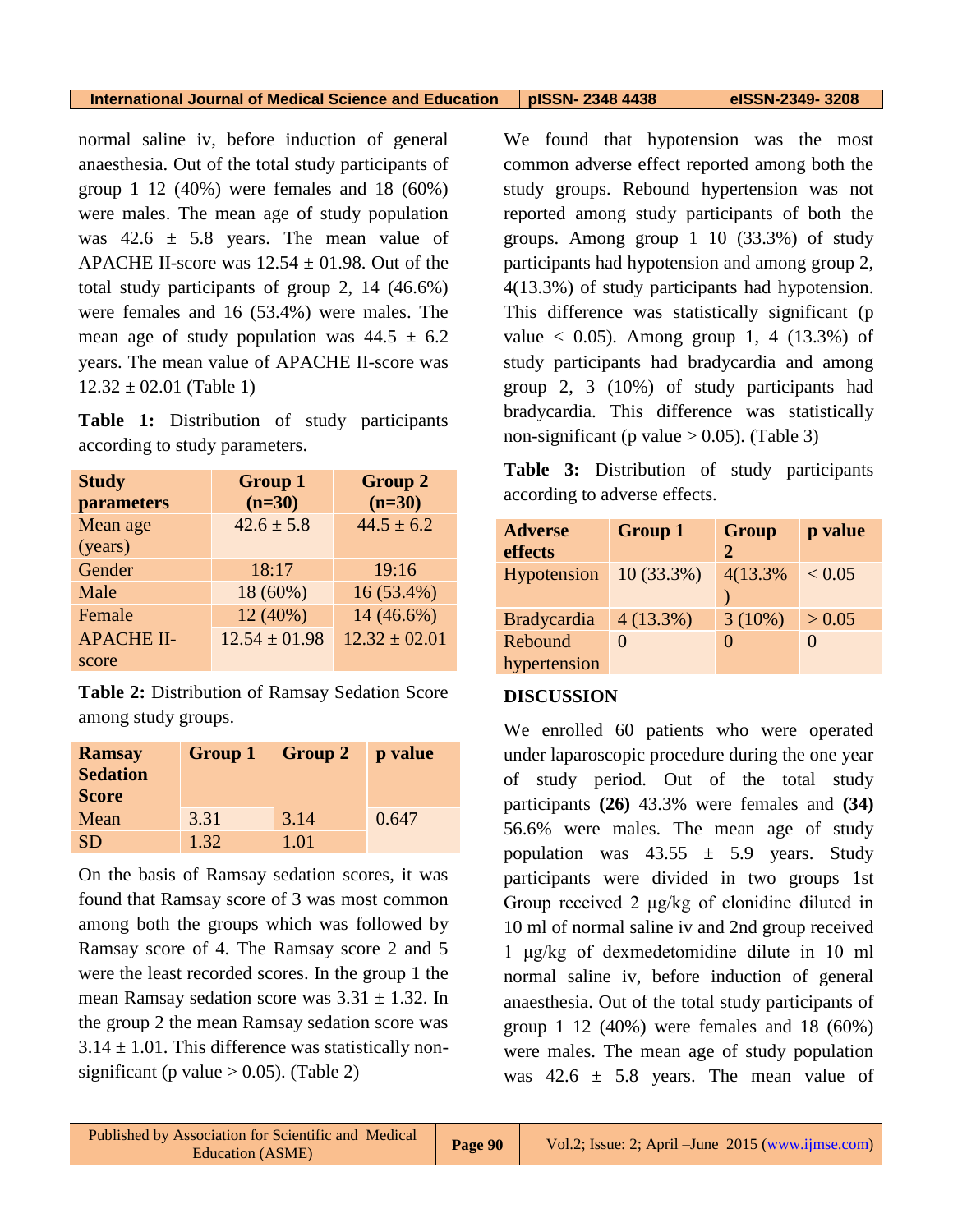normal saline iv, before induction of general anaesthesia. Out of the total study participants of group 1 12 (40%) were females and 18 (60%) were males. The mean age of study population was 42.6 ± 5.8 years. The mean value of APACHE II-score was 12.54 ± 01.98. Out of the total study participants of group 2, 14 (46.6%) were females and 16 (53.4%) were males. The mean age of study population was 44.5 ± 6.2 years. The mean value of APACHE II-score was 12.32 ± 02.01 (Table 1)

**Table 1:** Distribution of study participants according to study parameters.

| Study parameters | Group 1 (n=30) | Group 2 (n=30) |
|---|---|---|
| Mean age (years) | 42.6 ± 5.8 | 44.5 ± 6.2 |
| Gender | 18:17 | 19:16 |
| Male | 18 (60%) | 16 (53.4%) |
| Female | 12 (40%) | 14 (46.6%) |
| APACHE II-score | 12.54 ± 01.98 | 12.32 ± 02.01 |

**Table 2:** Distribution of Ramsay Sedation Score among study groups.

| Ramsay Sedation Score | Group 1 | Group 2 | p value |
|---|---|---|---|
| Mean | 3.31 | 3.14 | 0.647 |
| SD | 1.32 | 1.01 | |

On the basis of Ramsay sedation scores, it was found that Ramsay score of 3 was most common among both the groups which was followed by Ramsay score of 4. The Ramsay score 2 and 5 were the least recorded scores. In the group 1 the mean Ramsay sedation score was 3.31 ± 1.32. In the group 2 the mean Ramsay sedation score was 3.14 ± 1.01. This difference was statistically non-significant (p value > 0.05). (Table 2)

We found that hypotension was the most common adverse effect reported among both the study groups. Rebound hypertension was not reported among study participants of both the groups. Among group 1 10 (33.3%) of study participants had hypotension and among group 2, 4(13.3%) of study participants had hypotension. This difference was statistically significant (p value < 0.05). Among group 1, 4 (13.3%) of study participants had bradycardia and among group 2, 3 (10%) of study participants had bradycardia. This difference was statistically non-significant (p value > 0.05). (Table 3)

**Table 3:** Distribution of study participants according to adverse effects.

| Adverse effects | Group 1 | Group 2 | p value |
|---|---|---|---|
| Hypotension | 10 (33.3%) | 4(13.3% ) | < 0.05 |
| Bradycardia | 4 (13.3%) | 3 (10%) | > 0.05 |
| Rebound hypertension | 0 | 0 | 0 |

## DISCUSSION

We enrolled 60 patients who were operated under laparoscopic procedure during the one year of study period. Out of the total study participants **(26)** 43.3% were females and **(34)** 56.6% were males. The mean age of study population was 43.55 ± 5.9 years. Study participants were divided in two groups 1st Group received 2 μg/kg of clonidine diluted in 10 ml of normal saline iv and 2nd group received 1 μg/kg of dexmedetomidine dilute in 10 ml normal saline iv, before induction of general anaesthesia. Out of the total study participants of group 1 12 (40%) were females and 18 (60%) were males. The mean age of study population was 42.6 ± 5.8 years. The mean value of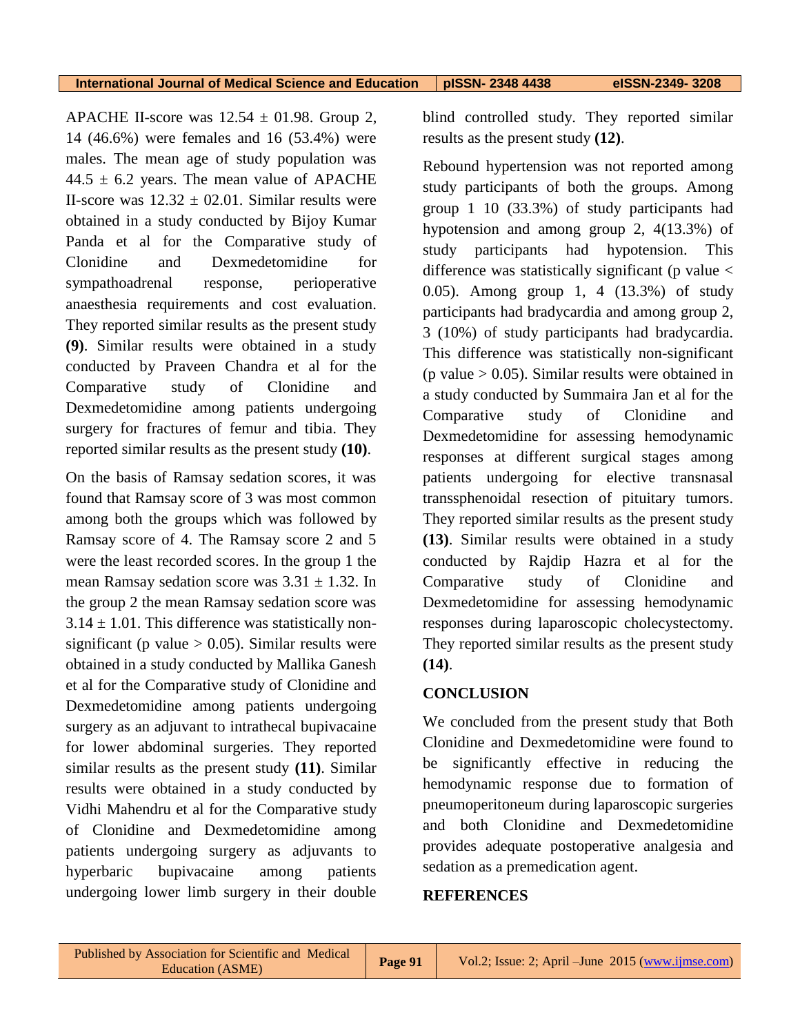APACHE II-score was 12.54 ± 01.98. Group 2, 14 (46.6%) were females and 16 (53.4%) were males. The mean age of study population was 44.5 ± 6.2 years. The mean value of APACHE II-score was 12.32 ± 02.01. Similar results were obtained in a study conducted by Bijoy Kumar Panda et al for the Comparative study of Clonidine and Dexmedetomidine for sympathoadrenal response, perioperative anaesthesia requirements and cost evaluation. They reported similar results as the present study **(9)**. Similar results were obtained in a study conducted by Praveen Chandra et al for the Comparative study of Clonidine and Dexmedetomidine among patients undergoing surgery for fractures of femur and tibia. They reported similar results as the present study **(10)**.

On the basis of Ramsay sedation scores, it was found that Ramsay score of 3 was most common among both the groups which was followed by Ramsay score of 4. The Ramsay score 2 and 5 were the least recorded scores. In the group 1 the mean Ramsay sedation score was 3.31 ± 1.32. In the group 2 the mean Ramsay sedation score was 3.14 ± 1.01. This difference was statistically non-significant (p value > 0.05). Similar results were obtained in a study conducted by Mallika Ganesh et al for the Comparative study of Clonidine and Dexmedetomidine among patients undergoing surgery as an adjuvant to intrathecal bupivacaine for lower abdominal surgeries. They reported similar results as the present study **(11)**. Similar results were obtained in a study conducted by Vidhi Mahendru et al for the Comparative study of Clonidine and Dexmedetomidine among patients undergoing surgery as adjuvants to hyperbaric bupivacaine among patients undergoing lower limb surgery in their double blind controlled study. They reported similar results as the present study **(12)**.

Rebound hypertension was not reported among study participants of both the groups. Among group 1 10 (33.3%) of study participants had hypotension and among group 2, 4(13.3%) of study participants had hypotension. This difference was statistically significant (p value < 0.05). Among group 1, 4 (13.3%) of study participants had bradycardia and among group 2, 3 (10%) of study participants had bradycardia. This difference was statistically non-significant (p value > 0.05). Similar results were obtained in a study conducted by Summaira Jan et al for the Comparative study of Clonidine and Dexmedetomidine for assessing hemodynamic responses at different surgical stages among patients undergoing for elective transnasal transsphenoidal resection of pituitary tumors. They reported similar results as the present study **(13)**. Similar results were obtained in a study conducted by Rajdip Hazra et al for the Comparative study of Clonidine and Dexmedetomidine for assessing hemodynamic responses during laparoscopic cholecystectomy. They reported similar results as the present study **(14)**.

## CONCLUSION

We concluded from the present study that Both Clonidine and Dexmedetomidine were found to be significantly effective in reducing the hemodynamic response due to formation of pneumoperitoneum during laparoscopic surgeries and both Clonidine and Dexmedetomidine provides adequate postoperative analgesia and sedation as a premedication agent.

## REFERENCES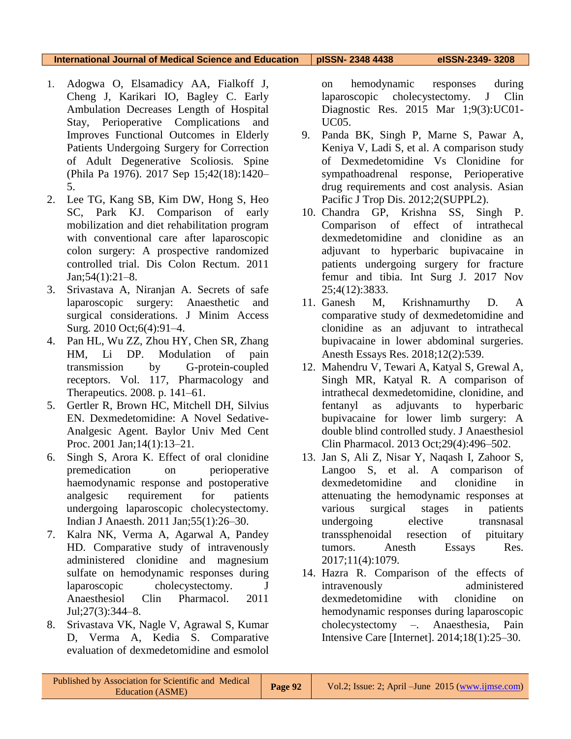1. Adogwa O, Elsamadicy AA, Fialkoff J, Cheng J, Karikari IO, Bagley C. Early Ambulation Decreases Length of Hospital Stay, Perioperative Complications and Improves Functional Outcomes in Elderly Patients Undergoing Surgery for Correction of Adult Degenerative Scoliosis. Spine (Phila Pa 1976). 2017 Sep 15;42(18):1420–5.
2. Lee TG, Kang SB, Kim DW, Hong S, Heo SC, Park KJ. Comparison of early mobilization and diet rehabilitation program with conventional care after laparoscopic colon surgery: A prospective randomized controlled trial. Dis Colon Rectum. 2011 Jan;54(1):21–8.
3. Srivastava A, Niranjan A. Secrets of safe laparoscopic surgery: Anaesthetic and surgical considerations. J Minim Access Surg. 2010 Oct;6(4):91–4.
4. Pan HL, Wu ZZ, Zhou HY, Chen SR, Zhang HM, Li DP. Modulation of pain transmission by G-protein-coupled receptors. Vol. 117, Pharmacology and Therapeutics. 2008. p. 141–61.
5. Gertler R, Brown HC, Mitchell DH, Silvius EN. Dexmedetomidine: A Novel Sedative-Analgesic Agent. Baylor Univ Med Cent Proc. 2001 Jan;14(1):13–21.
6. Singh S, Arora K. Effect of oral clonidine premedication on perioperative haemodynamic response and postoperative analgesic requirement for patients undergoing laparoscopic cholecystectomy. Indian J Anaesth. 2011 Jan;55(1):26–30.
7. Kalra NK, Verma A, Agarwal A, Pandey HD. Comparative study of intravenously administered clonidine and magnesium sulfate on hemodynamic responses during laparoscopic cholecystectomy. J Anaesthesiol Clin Pharmacol. 2011 Jul;27(3):344–8.
8. Srivastava VK, Nagle V, Agrawal S, Kumar D, Verma A, Kedia S. Comparative evaluation of dexmedetomidine and esmolol on hemodynamic responses during laparoscopic cholecystectomy. J Clin Diagnostic Res. 2015 Mar 1;9(3):UC01-UC05.
9. Panda BK, Singh P, Marne S, Pawar A, Keniya V, Ladi S, et al. A comparison study of Dexmedetomidine Vs Clonidine for sympathoadrenal response, Perioperative drug requirements and cost analysis. Asian Pacific J Trop Dis. 2012;2(SUPPL2).
10. Chandra GP, Krishna SS, Singh P. Comparison of effect of intrathecal dexmedetomidine and clonidine as an adjuvant to hyperbaric bupivacaine in patients undergoing surgery for fracture femur and tibia. Int Surg J. 2017 Nov 25;4(12):3833.
11. Ganesh M, Krishnamurthy D. A comparative study of dexmedetomidine and clonidine as an adjuvant to intrathecal bupivacaine in lower abdominal surgeries. Anesth Essays Res. 2018;12(2):539.
12. Mahendru V, Tewari A, Katyal S, Grewal A, Singh MR, Katyal R. A comparison of intrathecal dexmedetomidine, clonidine, and fentanyl as adjuvants to hyperbaric bupivacaine for lower limb surgery: A double blind controlled study. J Anaesthesiol Clin Pharmacol. 2013 Oct;29(4):496–502.
13. Jan S, Ali Z, Nisar Y, Naqash I, Zahoor S, Langoo S, et al. A comparison of dexmedetomidine and clonidine in attenuating the hemodynamic responses at various surgical stages in patients undergoing elective transnasal transsphenoidal resection of pituitary tumors. Anesth Essays Res. 2017;11(4):1079.
14. Hazra R. Comparison of the effects of intravenously administered dexmedetomidine with clonidine on hemodynamic responses during laparoscopic cholecystectomy –. Anaesthesia, Pain Intensive Care [Internet]. 2014;18(1):25–30.